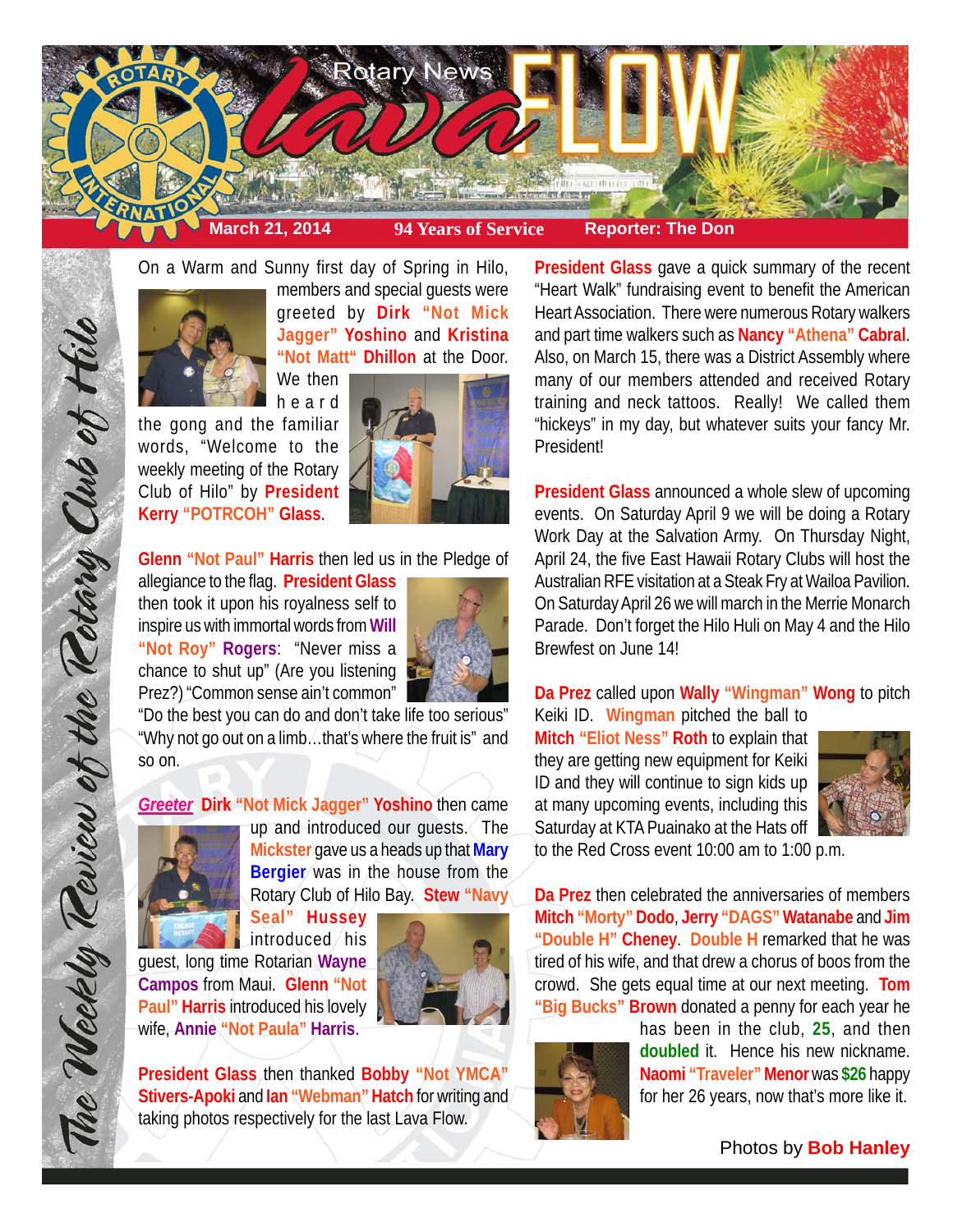# Rotary News Lava FLOW

**March 21, 2014** | **94 Years of Service** | **Reporter: The Don**

*The Weekly Review of the Rotary Club of Hilo*

On a Warm and Sunny first day of Spring in Hilo, members and special guests were greeted by **Dirk "Not Mick Jagger" Yoshino** and **Kristina "Not Matt" Dhillon** at the Door. We then heard the gong and the familiar words, "Welcome to the weekly meeting of the Rotary Club of Hilo" by **President Kerry "POTRCOH" Glass**.

**Glenn "Not Paul" Harris** then led us in the Pledge of allegiance to the flag. **President Glass** then took it upon his royalness self to inspire us with immortal words from **Will "Not Roy" Rogers**: "Never miss a chance to shut up" (Are you listening Prez?) "Common sense ain't common" "Do the best you can do and don't take life too serious" "Why not go out on a limb…that's where the fruit is" and so on.

*Greeter* **Dirk "Not Mick Jagger" Yoshino** then came up and introduced our guests. The **Mickster** gave us a heads up that **Mary Bergier** was in the house from the Rotary Club of Hilo Bay. **Stew "Navy Seal" Hussey** introduced his guest, long time Rotarian **Wayne Campos** from Maui. **Glenn "Not Paul" Harris** introduced his lovely wife, **Annie "Not Paula" Harris**.

**President Glass** then thanked **Bobby "Not YMCA" Stivers-Apoki** and **Ian "Webman" Hatch** for writing and taking photos respectively for the last Lava Flow.

**President Glass** gave a quick summary of the recent "Heart Walk" fundraising event to benefit the American Heart Association. There were numerous Rotary walkers and part time walkers such as **Nancy "Athena" Cabral**. Also, on March 15, there was a District Assembly where many of our members attended and received Rotary training and neck tattoos. Really! We called them "hickeys" in my day, but whatever suits your fancy Mr. President!

**President Glass** announced a whole slew of upcoming events. On Saturday April 9 we will be doing a Rotary Work Day at the Salvation Army. On Thursday Night, April 24, the five East Hawaii Rotary Clubs will host the Australian RFE visitation at a Steak Fry at Wailoa Pavilion. On Saturday April 26 we will march in the Merrie Monarch Parade. Don't forget the Hilo Huli on May 4 and the Hilo Brewfest on June 14!

**Da Prez** called upon **Wally "Wingman" Wong** to pitch Keiki ID. **Wingman** pitched the ball to **Mitch "Eliot Ness" Roth** to explain that they are getting new equipment for Keiki ID and they will continue to sign kids up at many upcoming events, including this Saturday at KTA Puainako at the Hats off to the Red Cross event 10:00 am to 1:00 p.m.

**Da Prez** then celebrated the anniversaries of members **Mitch "Morty" Dodo**, **Jerry "DAGS" Watanabe** and **Jim "Double H" Cheney**. **Double H** remarked that he was tired of his wife, and that drew a chorus of boos from the crowd. She gets equal time at our next meeting. **Tom "Big Bucks" Brown** donated a penny for each year he has been in the club, **25**, and then **doubled** it. Hence his new nickname. **Naomi "Traveler" Menor** was **$26** happy for her 26 years, now that's more like it.

Photos by **Bob Hanley**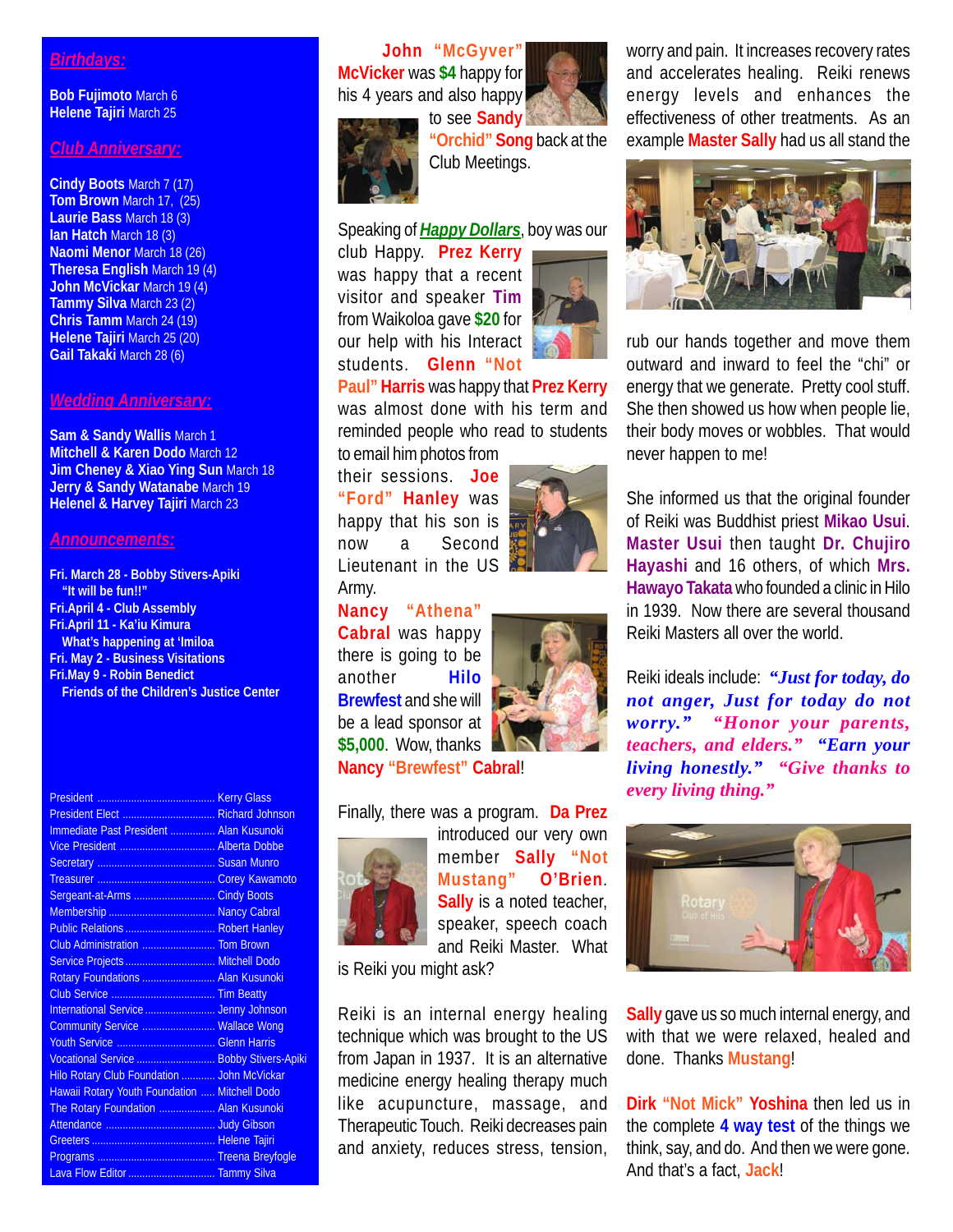## Birthdays:

**Bob Fujimoto** March 6
**Helene Tajiri** March 25

## Club Anniversary:

**Cindy Boots** March 7 (17)
**Tom Brown** March 17, (25)
**Laurie Bass** March 18 (3)
**Ian Hatch** March 18 (3)
**Naomi Menor** March 18 (26)
**Theresa English** March 19 (4)
**John McVickar** March 19 (4)
**Tammy Silva** March 23 (2)
**Chris Tamm** March 24 (19)
**Helene Tajiri** March 25 (20)
**Gail Takaki** March 28 (6)

## Wedding Anniversary:

**Sam & Sandy Wallis** March 1
**Mitchell & Karen Dodo** March 12
**Jim Cheney & Xiao Ying Sun** March 18
**Jerry & Sandy Watanabe** March 19
**Helenel & Harvey Tajiri** March 23

## Announcements:

**Fri. March 28 - Bobby Stivers-Apiki**
**"It will be fun!!"**
**Fri.April 4 - Club Assembly**
**Fri.April 11 - Ka'iu Kimura**
**What's happening at 'Imiloa**
**Fri. May 2 - Business Visitations**
**Fri.May 9 - Robin Benedict**
**Friends of the Children's Justice Center**

| | |
|---|---|
| President | Kerry Glass |
| President Elect | Richard Johnson |
| Immediate Past President | Alan Kusunoki |
| Vice President | Alberta Dobbe |
| Secretary | Susan Munro |
| Treasurer | Corey Kawamoto |
| Sergeant-at-Arms | Cindy Boots |
| Membership | Nancy Cabral |
| Public Relations | Robert Hanley |
| Club Administration | Tom Brown |
| Service Projects | Mitchell Dodo |
| Rotary Foundations | Alan Kusunoki |
| Club Service | Tim Beatty |
| International Service | Jenny Johnson |
| Community Service | Wallace Wong |
| Youth Service | Glenn Harris |
| Vocational Service | Bobby Stivers-Apiki |
| Hilo Rotary Club Foundation | John McVickar |
| Hawaii Rotary Youth Foundation | Mitchell Dodo |
| The Rotary Foundation | Alan Kusunoki |
| Attendance | Judy Gibson |
| Greeters | Helene Tajiri |
| Programs | Treena Breyfogle |
| Lava Flow Editor | Tammy Silva |

**John "McGyver" McVicker** was **$4** happy for his 4 years and also happy to see **Sandy "Orchid" Song** back at the Club Meetings.

Speaking of ***Happy Dollars***, boy was our club Happy. **Prez Kerry** was happy that a recent visitor and speaker **Tim** from Waikoloa gave **$20** for our help with his Interact students. **Glenn "Not Paul" Harris** was happy that **Prez Kerry** was almost done with his term and reminded people who read to students to email him photos from their sessions. **Joe "Ford" Hanley** was happy that his son is now a Second Lieutenant in the US Army. **Nancy "Athena" Cabral** was happy there is going to be another **Hilo Brewfest** and she will be a lead sponsor at **$5,000**. Wow, thanks **Nancy "Brewfest" Cabral**!

Finally, there was a program. **Da Prez** introduced our very own member **Sally "Not Mustang" O'Brien**. **Sally** is a noted teacher, speaker, speech coach and Reiki Master. What is Reiki you might ask?

Reiki is an internal energy healing technique which was brought to the US from Japan in 1937. It is an alternative medicine energy healing therapy much like acupuncture, massage, and Therapeutic Touch. Reiki decreases pain and anxiety, reduces stress, tension, worry and pain. It increases recovery rates and accelerates healing. Reiki renews energy levels and enhances the effectiveness of other treatments. As an example **Master Sally** had us all stand the rub our hands together and move them outward and inward to feel the "chi" or energy that we generate. Pretty cool stuff. She then showed us how when people lie, their body moves or wobbles. That would never happen to me!

She informed us that the original founder of Reiki was Buddhist priest **Mikao Usui**. **Master Usui** then taught **Dr. Chujiro Hayashi** and 16 others, of which **Mrs. Hawayo Takata** who founded a clinic in Hilo in 1939. Now there are several thousand Reiki Masters all over the world.

Reiki ideals include: ***"Just for today, do not anger, Just for today do not worry." "Honor your parents, teachers, and elders." "Earn your living honestly." "Give thanks to every living thing."***

**Sally** gave us so much internal energy, and with that we were relaxed, healed and done. Thanks **Mustang**!

**Dirk "Not Mick" Yoshina** then led us in the complete **4 way test** of the things we think, say, and do. And then we were gone. And that's a fact, **Jack**!